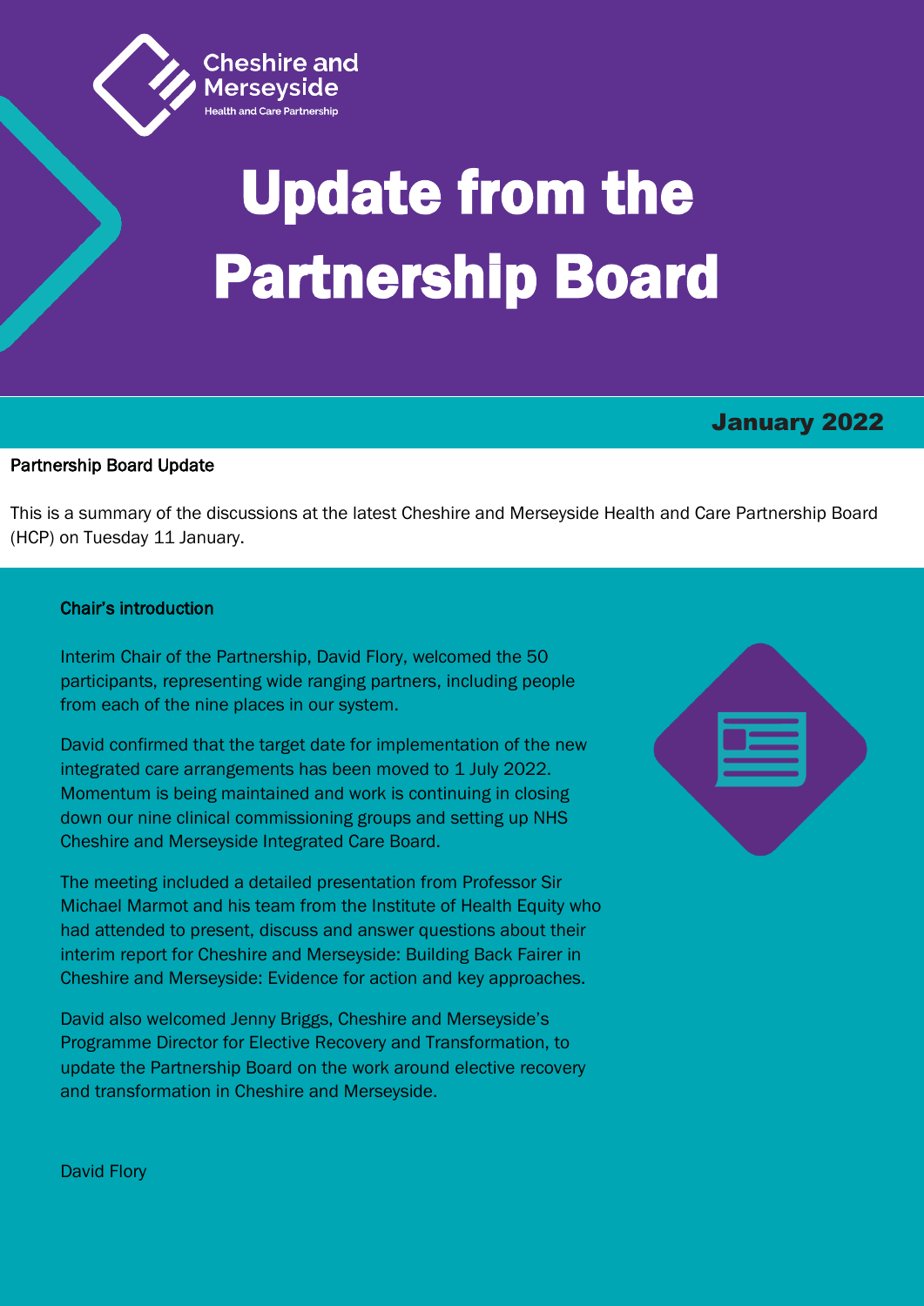Cheshire and Merseyside

Health and Care Partnership

# Update from the Partnership Board

January 2022

## Partnership Board Update

This is a summary of the discussions at the latest Cheshire and Merseyside Health and Care Partnership Board (HCP) on Tuesday 11 January.

### Chair's introduction

Interim Chair of the Partnership, David Flory, welcomed the 50 participants, representing wide ranging partners, including people from each of the nine places in our system.

David confirmed that the target date for implementation of the new integrated care arrangements has been moved to 1 July 2022. Momentum is being maintained and work is continuing in closing down our nine clinical commissioning groups and setting up NHS Cheshire and Merseyside Integrated Care Board.

The meeting included a detailed presentation from Professor Sir Michael Marmot and his team from the Institute of Health Equity who had attended to present, discuss and answer questions about their interim report for Cheshire and Merseyside: Building Back Fairer in Cheshire and Merseyside: Evidence for action and key approaches.

David also welcomed Jenny Briggs, Cheshire and Merseyside's Programme Director for Elective Recovery and Transformation, to update the Partnership Board on the work around elective recovery and transformation in Cheshire and Merseyside.

David Flory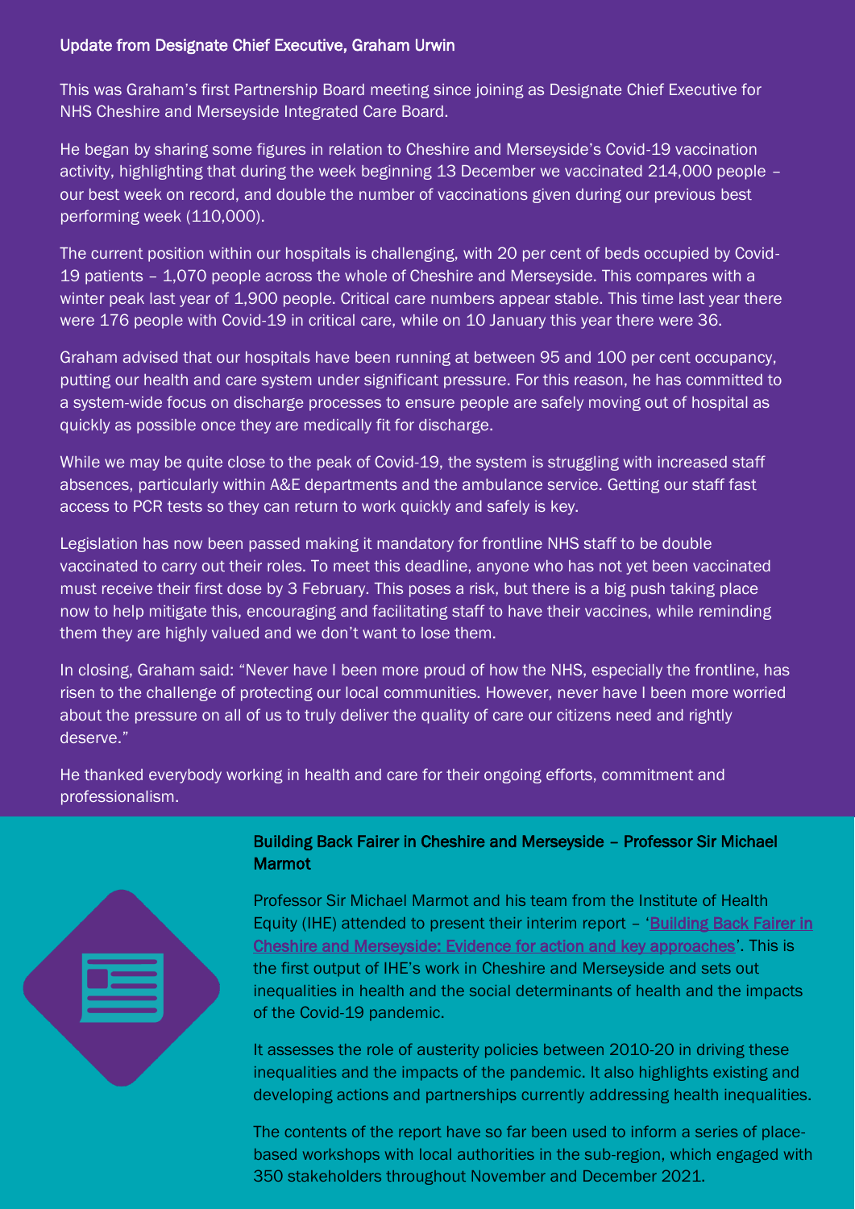## Update from Designate Chief Executive, Graham Urwin

This was Graham's first Partnership Board meeting since joining as Designate Chief Executive for NHS Cheshire and Merseyside Integrated Care Board.

He began by sharing some figures in relation to Cheshire and Merseyside's Covid-19 vaccination activity, highlighting that during the week beginning 13 December we vaccinated 214,000 people – our best week on record, and double the number of vaccinations given during our previous best performing week (110,000).

The current position within our hospitals is challenging, with 20 per cent of beds occupied by Covid-19 patients – 1,070 people across the whole of Cheshire and Merseyside. This compares with a winter peak last year of 1,900 people. Critical care numbers appear stable. This time last year there were 176 people with Covid-19 in critical care, while on 10 January this year there were 36.

Graham advised that our hospitals have been running at between 95 and 100 per cent occupancy, putting our health and care system under significant pressure. For this reason, he has committed to a system-wide focus on discharge processes to ensure people are safely moving out of hospital as quickly as possible once they are medically fit for discharge.

While we may be quite close to the peak of Covid-19, the system is struggling with increased staff absences, particularly within A&E departments and the ambulance service. Getting our staff fast access to PCR tests so they can return to work quickly and safely is key.

Legislation has now been passed making it mandatory for frontline NHS staff to be double vaccinated to carry out their roles. To meet this deadline, anyone who has not yet been vaccinated must receive their first dose by 3 February. This poses a risk, but there is a big push taking place now to help mitigate this, encouraging and facilitating staff to have their vaccines, while reminding them they are highly valued and we don't want to lose them.

In closing, Graham said: "Never have I been more proud of how the NHS, especially the frontline, has risen to the challenge of protecting our local communities. However, never have I been more worried about the pressure on all of us to truly deliver the quality of care our citizens need and rightly deserve."

He thanked everybody working in health and care for their ongoing efforts, commitment and professionalism.

## Building Back Fairer in Cheshire and Merseyside – Professor Sir Michael Marmot

Professor Sir Michael Marmot and his team from the Institute of Health Equity (IHE) attended to present their interim report – 'Building Back Fairer in Cheshire and Merseyside: Evidence for action and key approaches'. This is the first output of IHE's work in Cheshire and Merseyside and sets out inequalities in health and the social determinants of health and the impacts of the Covid-19 pandemic.

It assesses the role of austerity policies between 2010-20 in driving these inequalities and the impacts of the pandemic. It also highlights existing and developing actions and partnerships currently addressing health inequalities.

The contents of the report have so far been used to inform a series of place-based workshops with local authorities in the sub-region, which engaged with 350 stakeholders throughout November and December 2021.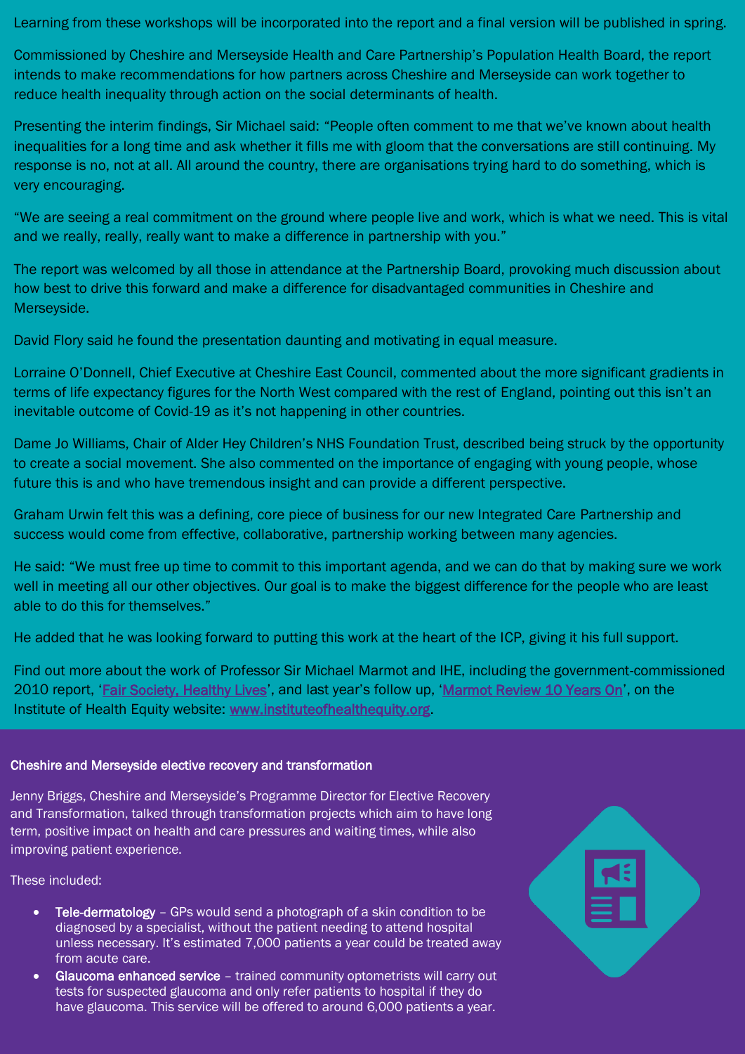Learning from these workshops will be incorporated into the report and a final version will be published in spring.

Commissioned by Cheshire and Merseyside Health and Care Partnership's Population Health Board, the report intends to make recommendations for how partners across Cheshire and Merseyside can work together to reduce health inequality through action on the social determinants of health.

Presenting the interim findings, Sir Michael said: "People often comment to me that we've known about health inequalities for a long time and ask whether it fills me with gloom that the conversations are still continuing. My response is no, not at all. All around the country, there are organisations trying hard to do something, which is very encouraging.

"We are seeing a real commitment on the ground where people live and work, which is what we need. This is vital and we really, really, really want to make a difference in partnership with you."

The report was welcomed by all those in attendance at the Partnership Board, provoking much discussion about how best to drive this forward and make a difference for disadvantaged communities in Cheshire and Merseyside.

David Flory said he found the presentation daunting and motivating in equal measure.

Lorraine O'Donnell, Chief Executive at Cheshire East Council, commented about the more significant gradients in terms of life expectancy figures for the North West compared with the rest of England, pointing out this isn't an inevitable outcome of Covid-19 as it's not happening in other countries.

Dame Jo Williams, Chair of Alder Hey Children's NHS Foundation Trust, described being struck by the opportunity to create a social movement. She also commented on the importance of engaging with young people, whose future this is and who have tremendous insight and can provide a different perspective.

Graham Urwin felt this was a defining, core piece of business for our new Integrated Care Partnership and success would come from effective, collaborative, partnership working between many agencies.

He said: "We must free up time to commit to this important agenda, and we can do that by making sure we work well in meeting all our other objectives. Our goal is to make the biggest difference for the people who are least able to do this for themselves."

He added that he was looking forward to putting this work at the heart of the ICP, giving it his full support.

Find out more about the work of Professor Sir Michael Marmot and IHE, including the government-commissioned 2010 report, 'Fair Society, Healthy Lives', and last year's follow up, 'Marmot Review 10 Years On', on the Institute of Health Equity website: www.instituteofhealthequity.org.

## Cheshire and Merseyside elective recovery and transformation

Jenny Briggs, Cheshire and Merseyside's Programme Director for Elective Recovery and Transformation, talked through transformation projects which aim to have long term, positive impact on health and care pressures and waiting times, while also improving patient experience.

These included:

- **Tele-dermatology** – GPs would send a photograph of a skin condition to be diagnosed by a specialist, without the patient needing to attend hospital unless necessary. It's estimated 7,000 patients a year could be treated away from acute care.
- **Glaucoma enhanced service** – trained community optometrists will carry out tests for suspected glaucoma and only refer patients to hospital if they do have glaucoma. This service will be offered to around 6,000 patients a year.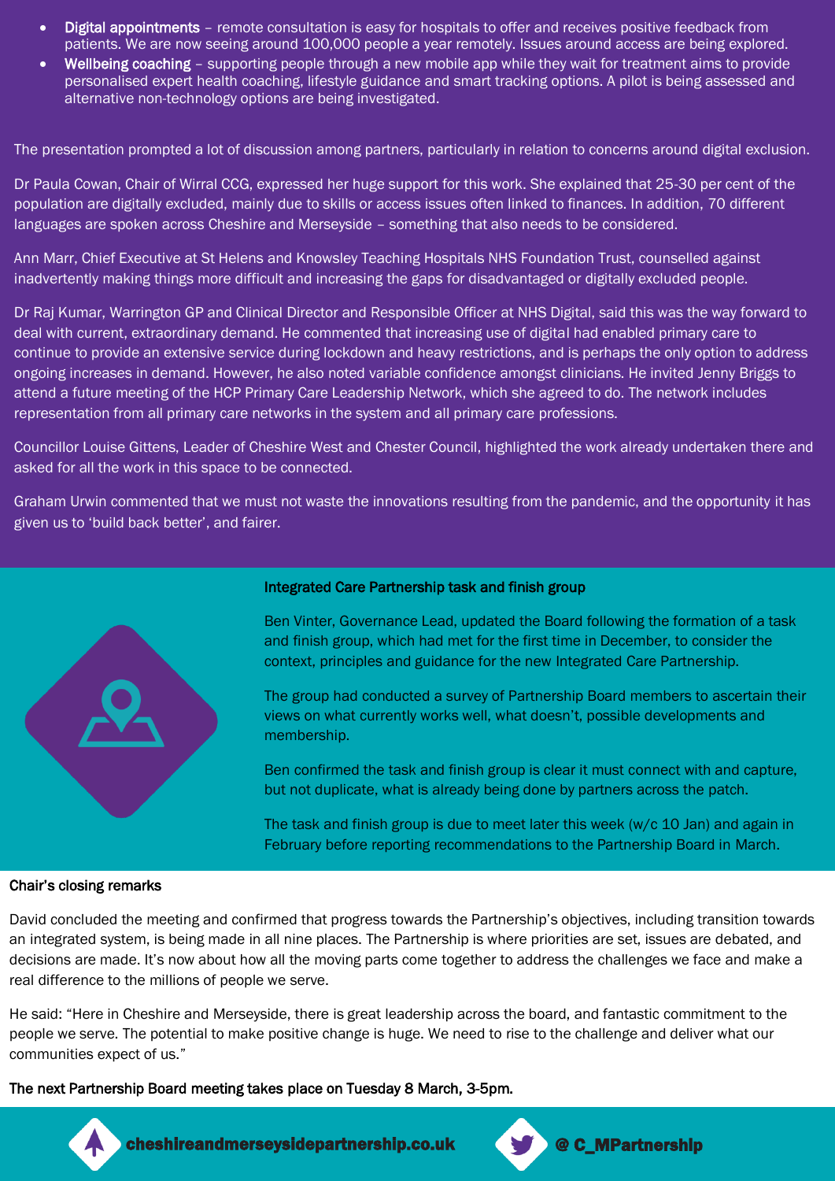- **Digital appointments** – remote consultation is easy for hospitals to offer and receives positive feedback from patients. We are now seeing around 100,000 people a year remotely. Issues around access are being explored.
- **Wellbeing coaching** – supporting people through a new mobile app while they wait for treatment aims to provide personalised expert health coaching, lifestyle guidance and smart tracking options. A pilot is being assessed and alternative non-technology options are being investigated.

The presentation prompted a lot of discussion among partners, particularly in relation to concerns around digital exclusion.

Dr Paula Cowan, Chair of Wirral CCG, expressed her huge support for this work. She explained that 25-30 per cent of the population are digitally excluded, mainly due to skills or access issues often linked to finances. In addition, 70 different languages are spoken across Cheshire and Merseyside – something that also needs to be considered.

Ann Marr, Chief Executive at St Helens and Knowsley Teaching Hospitals NHS Foundation Trust, counselled against inadvertently making things more difficult and increasing the gaps for disadvantaged or digitally excluded people.

Dr Raj Kumar, Warrington GP and Clinical Director and Responsible Officer at NHS Digital, said this was the way forward to deal with current, extraordinary demand. He commented that increasing use of digital had enabled primary care to continue to provide an extensive service during lockdown and heavy restrictions, and is perhaps the only option to address ongoing increases in demand. However, he also noted variable confidence amongst clinicians. He invited Jenny Briggs to attend a future meeting of the HCP Primary Care Leadership Network, which she agreed to do. The network includes representation from all primary care networks in the system and all primary care professions.

Councillor Louise Gittens, Leader of Cheshire West and Chester Council, highlighted the work already undertaken there and asked for all the work in this space to be connected.

Graham Urwin commented that we must not waste the innovations resulting from the pandemic, and the opportunity it has given us to 'build back better', and fairer.

## Integrated Care Partnership task and finish group

Ben Vinter, Governance Lead, updated the Board following the formation of a task and finish group, which had met for the first time in December, to consider the context, principles and guidance for the new Integrated Care Partnership.

The group had conducted a survey of Partnership Board members to ascertain their views on what currently works well, what doesn't, possible developments and membership.

Ben confirmed the task and finish group is clear it must connect with and capture, but not duplicate, what is already being done by partners across the patch.

The task and finish group is due to meet later this week (w/c 10 Jan) and again in February before reporting recommendations to the Partnership Board in March.

## Chair's closing remarks

David concluded the meeting and confirmed that progress towards the Partnership's objectives, including transition towards an integrated system, is being made in all nine places. The Partnership is where priorities are set, issues are debated, and decisions are made. It's now about how all the moving parts come together to address the challenges we face and make a real difference to the millions of people we serve.

He said: "Here in Cheshire and Merseyside, there is great leadership across the board, and fantastic commitment to the people we serve. The potential to make positive change is huge. We need to rise to the challenge and deliver what our communities expect of us."

**The next Partnership Board meeting takes place on Tuesday 8 March, 3-5pm.**

cheshireandmerseysidepartnership.co.uk

@ C_MPartnership